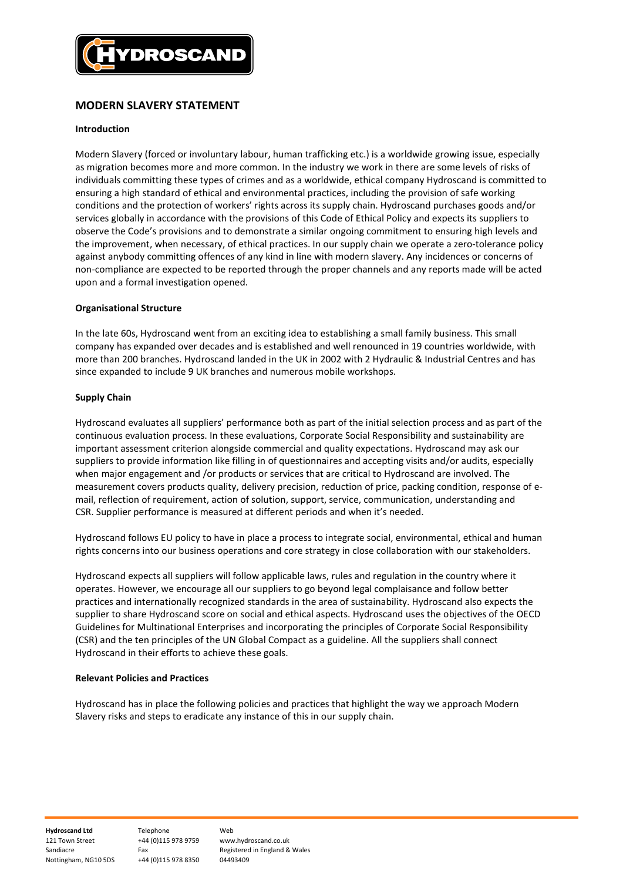# MODERN SLAVERY STATEMENT

**Introduction**

Modern Slavery (forced or involuntary labour, human trafficking etc.) is a worldwide growing issue, especially as migration becomes more and more common. In the industry we work in there are some levels of risks of individuals committing these types of crimes and as a worldwide, ethical company Hydroscand is committed to ensuring a high standard of ethical and environmental practices, including the provision of safe working conditions and the protection of workers' rights across its supply chain. Hydroscand purchases goods and/or services globally in accordance with the provisions of this Code of Ethical Policy and expects its suppliers to observe the Code's provisions and to demonstrate a similar ongoing commitment to ensuring high levels and the improvement, when necessary, of ethical practices. In our supply chain we operate a zero-tolerance policy against anybody committing offences of any kind in line with modern slavery. Any incidences or concerns of non-compliance are expected to be reported through the proper channels and any reports made will be acted upon and a formal investigation opened.

**Organisational Structure**

In the late 60s, Hydroscand went from an exciting idea to establishing a small family business. This small company has expanded over decades and is established and well renounced in 19 countries worldwide, with more than 200 branches. Hydroscand landed in the UK in 2002 with 2 Hydraulic & Industrial Centres and has since expanded to include 9 UK branches and numerous mobile workshops.

**Supply Chain**

Hydroscand evaluates all suppliers' performance both as part of the initial selection process and as part of the continuous evaluation process. In these evaluations, Corporate Social Responsibility and sustainability are important assessment criterion alongside commercial and quality expectations. Hydroscand may ask our suppliers to provide information like filling in of questionnaires and accepting visits and/or audits, especially when major engagement and /or products or services that are critical to Hydroscand are involved. The measurement covers products quality, delivery precision, reduction of price, packing condition, response of e-mail, reflection of requirement, action of solution, support, service, communication, understanding and CSR. Supplier performance is measured at different periods and when it's needed.

Hydroscand follows EU policy to have in place a process to integrate social, environmental, ethical and human rights concerns into our business operations and core strategy in close collaboration with our stakeholders.

Hydroscand expects all suppliers will follow applicable laws, rules and regulation in the country where it operates. However, we encourage all our suppliers to go beyond legal complaisance and follow better practices and internationally recognized standards in the area of sustainability. Hydroscand also expects the supplier to share Hydroscand score on social and ethical aspects. Hydroscand uses the objectives of the OECD Guidelines for Multinational Enterprises and incorporating the principles of Corporate Social Responsibility (CSR) and the ten principles of the UN Global Compact as a guideline. All the suppliers shall connect Hydroscand in their efforts to achieve these goals.

**Relevant Policies and Practices**

Hydroscand has in place the following policies and practices that highlight the way we approach Modern Slavery risks and steps to eradicate any instance of this in our supply chain.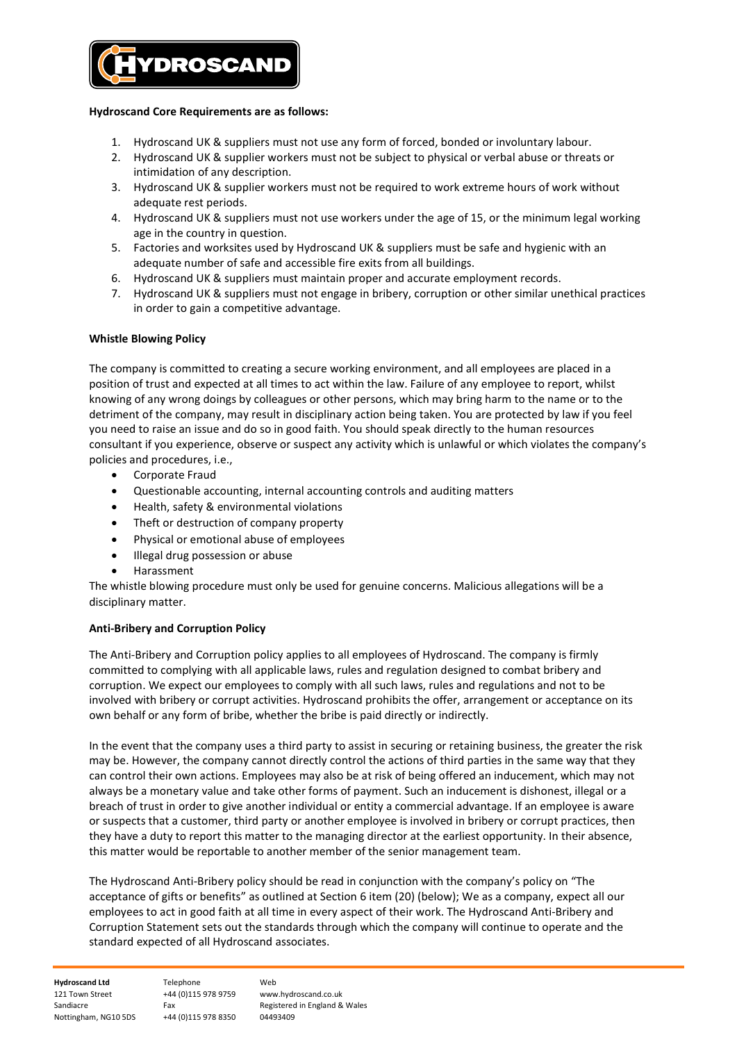**Hydroscand Core Requirements are as follows:**

1. Hydroscand UK & suppliers must not use any form of forced, bonded or involuntary labour.
2. Hydroscand UK & supplier workers must not be subject to physical or verbal abuse or threats or intimidation of any description.
3. Hydroscand UK & supplier workers must not be required to work extreme hours of work without adequate rest periods.
4. Hydroscand UK & suppliers must not use workers under the age of 15, or the minimum legal working age in the country in question.
5. Factories and worksites used by Hydroscand UK & suppliers must be safe and hygienic with an adequate number of safe and accessible fire exits from all buildings.
6. Hydroscand UK & suppliers must maintain proper and accurate employment records.
7. Hydroscand UK & suppliers must not engage in bribery, corruption or other similar unethical practices in order to gain a competitive advantage.

**Whistle Blowing Policy**

The company is committed to creating a secure working environment, and all employees are placed in a position of trust and expected at all times to act within the law. Failure of any employee to report, whilst knowing of any wrong doings by colleagues or other persons, which may bring harm to the name or to the detriment of the company, may result in disciplinary action being taken. You are protected by law if you feel you need to raise an issue and do so in good faith. You should speak directly to the human resources consultant if you experience, observe or suspect any activity which is unlawful or which violates the company's policies and procedures, i.e.,

- Corporate Fraud
- Questionable accounting, internal accounting controls and auditing matters
- Health, safety & environmental violations
- Theft or destruction of company property
- Physical or emotional abuse of employees
- Illegal drug possession or abuse
- Harassment

The whistle blowing procedure must only be used for genuine concerns. Malicious allegations will be a disciplinary matter.

**Anti-Bribery and Corruption Policy**

The Anti-Bribery and Corruption policy applies to all employees of Hydroscand. The company is firmly committed to complying with all applicable laws, rules and regulation designed to combat bribery and corruption. We expect our employees to comply with all such laws, rules and regulations and not to be involved with bribery or corrupt activities. Hydroscand prohibits the offer, arrangement or acceptance on its own behalf or any form of bribe, whether the bribe is paid directly or indirectly.

In the event that the company uses a third party to assist in securing or retaining business, the greater the risk may be. However, the company cannot directly control the actions of third parties in the same way that they can control their own actions. Employees may also be at risk of being offered an inducement, which may not always be a monetary value and take other forms of payment. Such an inducement is dishonest, illegal or a breach of trust in order to give another individual or entity a commercial advantage. If an employee is aware or suspects that a customer, third party or another employee is involved in bribery or corrupt practices, then they have a duty to report this matter to the managing director at the earliest opportunity. In their absence, this matter would be reportable to another member of the senior management team.

The Hydroscand Anti-Bribery policy should be read in conjunction with the company's policy on "The acceptance of gifts or benefits" as outlined at Section 6 item (20) (below); We as a company, expect all our employees to act in good faith at all time in every aspect of their work. The Hydroscand Anti-Bribery and Corruption Statement sets out the standards through which the company will continue to operate and the standard expected of all Hydroscand associates.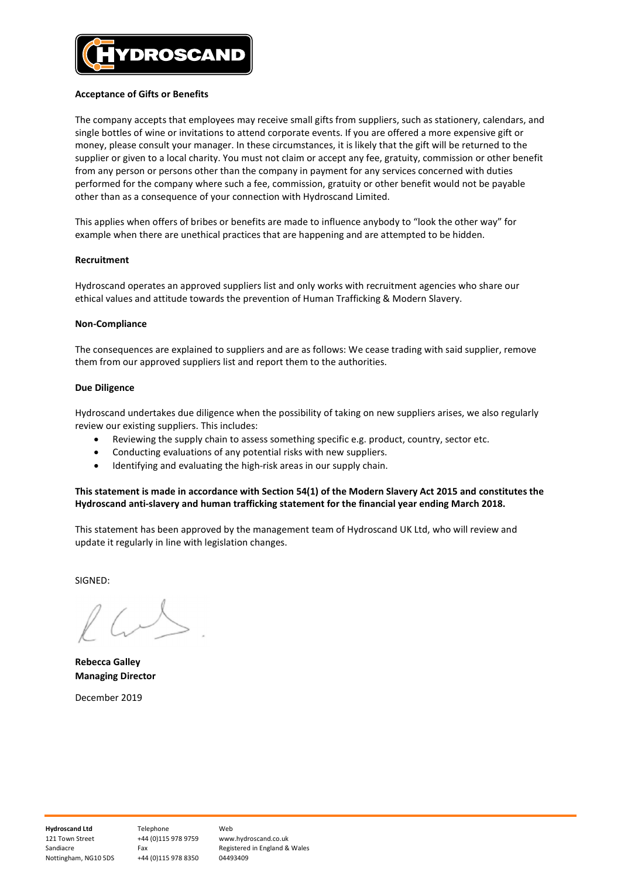**Acceptance of Gifts or Benefits**

The company accepts that employees may receive small gifts from suppliers, such as stationery, calendars, and single bottles of wine or invitations to attend corporate events. If you are offered a more expensive gift or money, please consult your manager. In these circumstances, it is likely that the gift will be returned to the supplier or given to a local charity. You must not claim or accept any fee, gratuity, commission or other benefit from any person or persons other than the company in payment for any services concerned with duties performed for the company where such a fee, commission, gratuity or other benefit would not be payable other than as a consequence of your connection with Hydroscand Limited.

This applies when offers of bribes or benefits are made to influence anybody to "look the other way" for example when there are unethical practices that are happening and are attempted to be hidden.

**Recruitment**

Hydroscand operates an approved suppliers list and only works with recruitment agencies who share our ethical values and attitude towards the prevention of Human Trafficking & Modern Slavery.

**Non-Compliance**

The consequences are explained to suppliers and are as follows: We cease trading with said supplier, remove them from our approved suppliers list and report them to the authorities.

**Due Diligence**

Hydroscand undertakes due diligence when the possibility of taking on new suppliers arises, we also regularly review our existing suppliers. This includes:

- Reviewing the supply chain to assess something specific e.g. product, country, sector etc.
- Conducting evaluations of any potential risks with new suppliers.
- Identifying and evaluating the high-risk areas in our supply chain.

**This statement is made in accordance with Section 54(1) of the Modern Slavery Act 2015 and constitutes the Hydroscand anti-slavery and human trafficking statement for the financial year ending March 2018.**

This statement has been approved by the management team of Hydroscand UK Ltd, who will review and update it regularly in line with legislation changes.

SIGNED:

**Rebecca Galley**
**Managing Director**

December 2019

**Hydroscand Ltd**
121 Town Street
Sandiacre
Nottingham, NG10 5DS

Telephone +44 (0)115 978 9759
Fax +44 (0)115 978 8350

Web www.hydroscand.co.uk
Registered in England & Wales 04493409